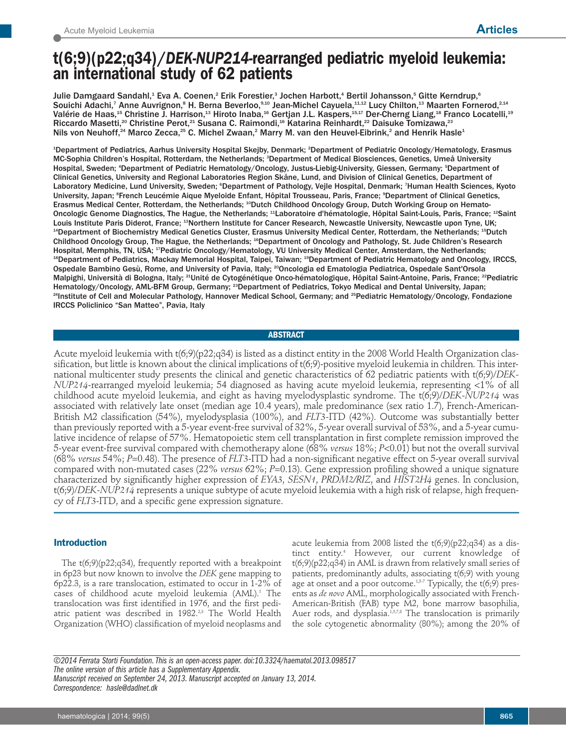# t(6;9)(p22;q34)/*DEK-NUP214*-rearranged pediatric myeloid leukemia: an international study of 62 patients

Julie Damgaard Sandahl,[1] Eva A. Coenen,[2] Erik Forestier,[3] Jochen Harbott,[4] Bertil Johansson,[5] Gitte Kerndrup,[6] Souichi Adachi,[7] Anne Auvrignon,[8] H. Berna Beverloo,[9,10] Jean-Michel Cayuela,[11,12] Lucy Chilton,[13] Maarten Fornerod,[2,14] Valérie de Haas,[15] Christine J. Harrison,[13] Hiroto Inaba,[16] Gertjan J.L. Kaspers,[15,17] Der-Cherng Liang,[18] Franco Locatelli,[19] Riccardo Masetti,[20] Christine Perot,[21] Susana C. Raimondi,[16] Katarina Reinhardt,[22] Daisuke Tomizawa,[23] Nils von Neuhoff,[24] Marco Zecca,[25] C. Michel Zwaan,[2] Marry M. van den Heuvel-Eibrink,[2] and Henrik Hasle[1]

[1]Department of Pediatrics, Aarhus University Hospital Skejby, Denmark; [2]Department of Pediatric Oncology/Hematology, Erasmus MC-Sophia Children's Hospital, Rotterdam, the Netherlands; [3]Department of Medical Biosciences, Genetics, Umeå University Hospital, Sweden; [4]Department of Pediatric Hematology/Oncology, Justus-Liebig-University, Giessen, Germany; [5]Department of Clinical Genetics, University and Regional Laboratories Region Skåne, Lund, and Division of Clinical Genetics, Department of Laboratory Medicine, Lund University, Sweden; [6]Department of Pathology, Vejle Hospital, Denmark; [7]Human Health Sciences, Kyoto University, Japan; [8]French Leucémie Aique Myeloide Enfant, Hôpital Trousseau, Paris, France; [9]Department of Clinical Genetics, Erasmus Medical Center, Rotterdam, the Netherlands; [10]Dutch Childhood Oncology Group, Dutch Working Group on Hemato-Oncologic Genome Diagnostics, The Hague, the Netherlands; [11]Laboratoire d'hématologie, Hôpital Saint-Louis, Paris, France; [12]Saint Louis Institute Paris Diderot, France; [13]Northern Institute for Cancer Research, Newcastle University, Newcastle upon Tyne, UK; [14]Department of Biochemistry Medical Genetics Cluster, Erasmus University Medical Center, Rotterdam, the Netherlands; [15]Dutch Childhood Oncology Group, The Hague, the Netherlands; [16]Department of Oncology and Pathology, St. Jude Children's Research Hospital, Memphis, TN, USA; [17]Pediatric Oncology/Hematology, VU University Medical Center, Amsterdam, the Netherlands; [18]Department of Pediatrics, Mackay Memorial Hospital, Taipei, Taiwan; [19]Department of Pediatric Hematology and Oncology, IRCCS, Ospedale Bambino Gesù, Rome, and University of Pavia, Italy; [20]Oncologia ed Ematologia Pediatrica, Ospedale Sant'Orsola Malpighi, Università di Bologna, Italy; [21]Unité de Cytogénétique Onco-hématologique, Hôpital Saint-Antoine, Paris, France; [22]Pediatric Hematology/Oncology, AML-BFM Group, Germany; [23]Department of Pediatrics, Tokyo Medical and Dental University, Japan; [24]Institute of Cell and Molecular Pathology, Hannover Medical School, Germany; and [25]Pediatric Hematology/Oncology, Fondazione IRCCS Policlinico "San Matteo", Pavia, Italy

## ABSTRACT

Acute myeloid leukemia with t(6;9)(p22;q34) is listed as a distinct entity in the 2008 World Health Organization classification, but little is known about the clinical implications of t(6;9)-positive myeloid leukemia in children. This international multicenter study presents the clinical and genetic characteristics of 62 pediatric patients with t(6;9)/*DEK-NUP214*-rearranged myeloid leukemia; 54 diagnosed as having acute myeloid leukemia, representing <1% of all childhood acute myeloid leukemia, and eight as having myelodysplastic syndrome. The t(6;9)/*DEK-NUP214* was associated with relatively late onset (median age 10.4 years), male predominance (sex ratio 1.7), French-American-British M2 classification (54%), myelodysplasia (100%), and *FLT3*-ITD (42%). Outcome was substantially better than previously reported with a 5-year event-free survival of 32%, 5-year overall survival of 53%, and a 5-year cumulative incidence of relapse of 57%. Hematopoietic stem cell transplantation in first complete remission improved the 5-year event-free survival compared with chemotherapy alone (68% *versus* 18%; $P<0.01$) but not the overall survival (68% *versus* 54%; $P=0.48$). The presence of *FLT3*-ITD had a non-significant negative effect on 5-year overall survival compared with non-mutated cases (22% *versus* 62%; $P=0.13$). Gene expression profiling showed a unique signature characterized by significantly higher expression of *EYA3*, *SESN1*, *PRDM2/RIZ*, and *HIST2H4* genes. In conclusion, t(6;9)/*DEK-NUP214* represents a unique subtype of acute myeloid leukemia with a high risk of relapse, high frequency of *FLT3*-ITD, and a specific gene expression signature.

## Introduction

The t(6;9)(p22;q34), frequently reported with a breakpoint in 6p23 but now known to involve the *DEK* gene mapping to 6p22.3, is a rare translocation, estimated to occur in 1-2% of cases of childhood acute myeloid leukemia (AML).[1] The translocation was first identified in 1976, and the first pediatric patient was described in 1982.[2,3] The World Health Organization (WHO) classification of myeloid neoplasms and acute leukemia from 2008 listed the t(6;9)(p22;q34) as a distinct entity.[4] However, our current knowledge of t(6;9)(p22;q34) in AML is drawn from relatively small series of patients, predominantly adults, associating t(6;9) with young age at onset and a poor outcome.[1,5-7] Typically, the t(6;9) presents as *de novo* AML, morphologically associated with French-American-British (FAB) type M2, bone marrow basophilia, Auer rods, and dysplasia.[1,5,7,8] The translocation is primarily the sole cytogenetic abnormality (80%); among the 20% of

*©2014 Ferrata Storti Foundation. This is an open-access paper. doi:10.3324/haematol.2013.098517*
*The online version of this article has a Supplementary Appendix.*
*Manuscript received on September 24, 2013. Manuscript accepted on January 13, 2014.*
*Correspondence: hasle@dadlnet.dk*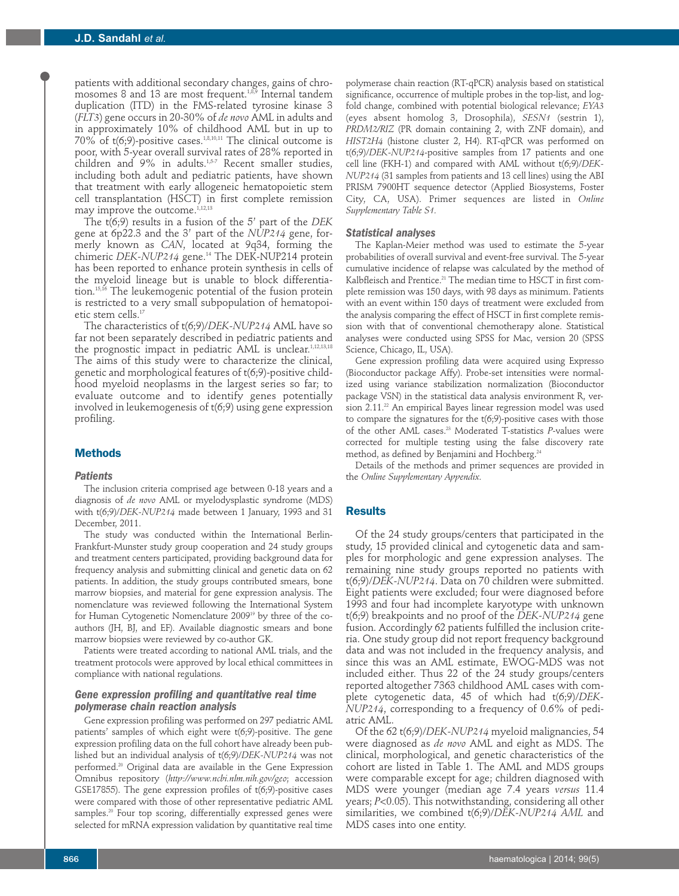patients with additional secondary changes, gains of chromosomes 8 and 13 are most frequent.[1,8,9] Internal tandem duplication (ITD) in the FMS-related tyrosine kinase 3 (*FLT3*) gene occurs in 20-30% of *de novo* AML in adults and in approximately 10% of childhood AML but in up to 70% of t(6;9)-positive cases.[1,8,10,11] The clinical outcome is poor, with 5-year overall survival rates of 28% reported in children and 9% in adults.[1,5-7] Recent smaller studies, including both adult and pediatric patients, have shown that treatment with early allogeneic hematopoietic stem cell transplantation (HSCT) in first complete remission may improve the outcome.[1,12,13]

The t(6;9) results in a fusion of the 5' part of the *DEK* gene at 6p22.3 and the 3' part of the *NUP214* gene, formerly known as *CAN*, located at 9q34, forming the chimeric *DEK-NUP214* gene.[14] The DEK-NUP214 protein has been reported to enhance protein synthesis in cells of the myeloid lineage but is unable to block differentiation.[15,16] The leukemogenic potential of the fusion protein is restricted to a very small subpopulation of hematopoietic stem cells.[17]

The characteristics of t(6;9)/*DEK-NUP214* AML have so far not been separately described in pediatric patients and the prognostic impact in pediatric AML is unclear.[1,12,13,18] The aims of this study were to characterize the clinical, genetic and morphological features of t(6;9)-positive childhood myeloid neoplasms in the largest series so far; to evaluate outcome and to identify genes potentially involved in leukemogenesis of t(6;9) using gene expression profiling.

## Methods

### Patients

The inclusion criteria comprised age between 0-18 years and a diagnosis of *de novo* AML or myelodysplastic syndrome (MDS) with t(6;9)/*DEK-NUP214* made between 1 January, 1993 and 31 December, 2011.

The study was conducted within the International Berlin-Frankfurt-Munster study group cooperation and 24 study groups and treatment centers participated, providing background data for frequency analysis and submitting clinical and genetic data on 62 patients. In addition, the study groups contributed smears, bone marrow biopsies, and material for gene expression analysis. The nomenclature was reviewed following the International System for Human Cytogenetic Nomenclature 2009[19] by three of the co-authors (JH, BJ, and EF). Available diagnostic smears and bone marrow biopsies were reviewed by co-author GK.

Patients were treated according to national AML trials, and the treatment protocols were approved by local ethical committees in compliance with national regulations.

### Gene expression profiling and quantitative real time polymerase chain reaction analysis

Gene expression profiling was performed on 297 pediatric AML patients' samples of which eight were t(6;9)-positive. The gene expression profiling data on the full cohort have already been published but an individual analysis of t(6;9)/*DEK-NUP214* was not performed.[20] Original data are available in the Gene Expression Omnibus repository (*http://www.ncbi.nlm.nih.gov/geo*; accession GSE17855). The gene expression profiles of t(6;9)-positive cases were compared with those of other representative pediatric AML samples.[20] Four top scoring, differentially expressed genes were selected for mRNA expression validation by quantitative real time polymerase chain reaction (RT-qPCR) analysis based on statistical significance, occurrence of multiple probes in the top-list, and log-fold change, combined with potential biological relevance; *EYA3* (eyes absent homolog 3, Drosophila), *SESN1* (sestrin 1), *PRDM2/RIZ* (PR domain containing 2, with ZNF domain), and *HIST2H4* (histone cluster 2, H4). RT-qPCR was performed on t(6;9)/*DEK-NUP214*-positive samples from 17 patients and one cell line (FKH-1) and compared with AML without t(6;9)/*DEK-NUP214* (31 samples from patients and 13 cell lines) using the ABI PRISM 7900HT sequence detector (Applied Biosystems, Foster City, CA, USA). Primer sequences are listed in *Online Supplementary Table S1*.

### Statistical analyses

The Kaplan-Meier method was used to estimate the 5-year probabilities of overall survival and event-free survival. The 5-year cumulative incidence of relapse was calculated by the method of Kalbfleisch and Prentice.[21] The median time to HSCT in first complete remission was 150 days, with 98 days as minimum. Patients with an event within 150 days of treatment were excluded from the analysis comparing the effect of HSCT in first complete remission with that of conventional chemotherapy alone. Statistical analyses were conducted using SPSS for Mac, version 20 (SPSS Science, Chicago, IL, USA).

Gene expression profiling data were acquired using Expresso (Bioconductor package Affy). Probe-set intensities were normalized using variance stabilization normalization (Bioconductor package VSN) in the statistical data analysis environment R, version 2.11.[22] An empirical Bayes linear regression model was used to compare the signatures for the t(6;9)-positive cases with those of the other AML cases.[23] Moderated T-statistics *P*-values were corrected for multiple testing using the false discovery rate method, as defined by Benjamini and Hochberg.[24]

Details of the methods and primer sequences are provided in the *Online Supplementary Appendix*.

## Results

Of the 24 study groups/centers that participated in the study, 15 provided clinical and cytogenetic data and samples for morphologic and gene expression analyses. The remaining nine study groups reported no patients with t(6;9)/*DEK-NUP214*. Data on 70 children were submitted. Eight patients were excluded; four were diagnosed before 1993 and four had incomplete karyotype with unknown t(6;9) breakpoints and no proof of the *DEK-NUP214* gene fusion. Accordingly 62 patients fulfilled the inclusion criteria. One study group did not report frequency background data and was not included in the frequency analysis, and since this was an AML estimate, EWOG-MDS was not included either. Thus 22 of the 24 study groups/centers reported altogether 7363 childhood AML cases with complete cytogenetic data, 45 of which had t(6;9)/*DEK-NUP214*, corresponding to a frequency of 0.6% of pediatric AML.

Of the 62 t(6;9)/*DEK-NUP214* myeloid malignancies, 54 were diagnosed as *de novo* AML and eight as MDS. The clinical, morphological, and genetic characteristics of the cohort are listed in Table 1. The AML and MDS groups were comparable except for age; children diagnosed with MDS were younger (median age 7.4 years *versus* 11.4 years; $P<0.05$). This notwithstanding, considering all other similarities, we combined t(6;9)/*DEK-NUP214 AML* and MDS cases into one entity.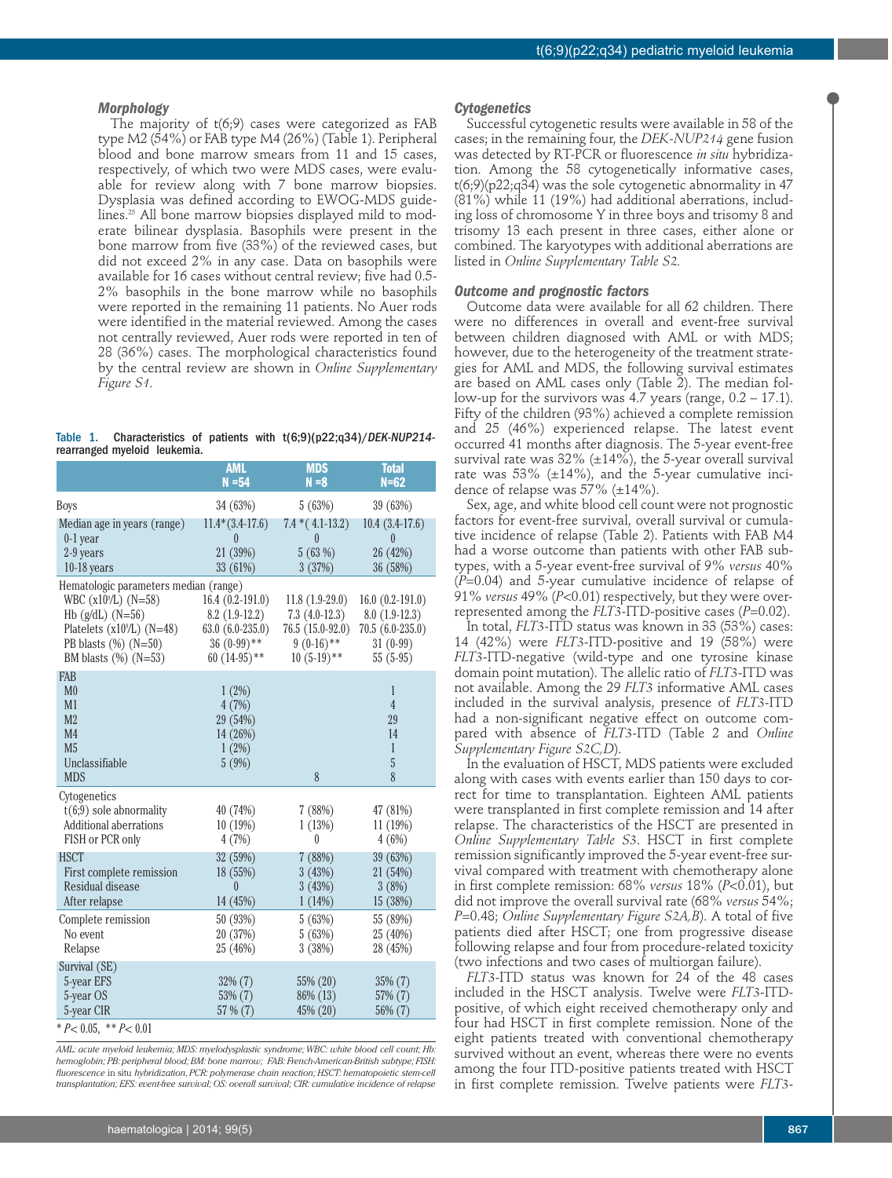### Morphology

The majority of t(6;9) cases were categorized as FAB type M2 (54%) or FAB type M4 (26%) (Table 1). Peripheral blood and bone marrow smears from 11 and 15 cases, respectively, of which two were MDS cases, were evaluable for review along with 7 bone marrow biopsies. Dysplasia was defined according to EWOG-MDS guidelines.[25] All bone marrow biopsies displayed mild to moderate bilinear dysplasia. Basophils were present in the bone marrow from five (33%) of the reviewed cases, but did not exceed 2% in any case. Data on basophils were available for 16 cases without central review; five had 0.5-2% basophils in the bone marrow while no basophils were reported in the remaining 11 patients. No Auer rods were identified in the material reviewed. Among the cases not centrally reviewed, Auer rods were reported in ten of 28 (36%) cases. The morphological characteristics found by the central review are shown in *Online Supplementary Figure S1*.

**Table 1. Characteristics of patients with t(6;9)(p22;q34)/*DEK-NUP214*-rearranged myeloid leukemia.**

| | AML N =54 | MDS N =8 | Total N=62 |
|---|---|---|---|
| Boys | 34 (63%) | 5 (63%) | 39 (63%) |
| Median age in years (range) | 11.4*(3.4-17.6) | 7.4 *( 4.1-13.2) | 10.4 (3.4-17.6) |
| 0-1 year | 0 | 0 | 0 |
| 2-9 years | 21 (39%) | 5 (63 %) | 26 (42%) |
| 10-18 years | 33 (61%) | 3 (37%) | 36 (58%) |
| Hematologic parameters median (range) | | | |
| WBC (x10⁹/L) (N=58) | 16.4 (0.2-191.0) | 11.8 (1.9-29.0) | 16.0 (0.2-191.0) |
| Hb (g/dL) (N=56) | 8.2 (1.9-12.2) | 7.3 (4.0-12.3) | 8.0 (1.9-12.3) |
| Platelets (x10⁹/L) (N=48) | 63.0 (6.0-235.0) | 76.5 (15.0-92.0) | 70.5 (6.0-235.0) |
| PB blasts (%) (N=50) | 36 (0-99)** | 9 (0-16)** | 31 (0-99) |
| BM blasts (%) (N=53) | 60 (14-95)** | 10 (5-19)** | 55 (5-95) |
| FAB | | | |
| M0 | 1 (2%) | | 1 |
| M1 | 4 (7%) | | 4 |
| M2 | 29 (54%) | | 29 |
| M4 | 14 (26%) | | 14 |
| M5 | 1 (2%) | | 1 |
| Unclassifiable | 5 (9%) | | 5 |
| MDS | | 8 | 8 |
| Cytogenetics | | | |
| t(6;9) sole abnormality | 40 (74%) | 7 (88%) | 47 (81%) |
| Additional aberrations | 10 (19%) | 1 (13%) | 11 (19%) |
| FISH or PCR only | 4 (7%) | 0 | 4 (6%) |
| HSCT | 32 (59%) | 7 (88%) | 39 (63%) |
| First complete remission | 18 (55%) | 3 (43%) | 21 (54%) |
| Residual disease | 0 | 3 (43%) | 3 (8%) |
| After relapse | 14 (45%) | 1 (14%) | 15 (38%) |
| Complete remission | 50 (93%) | 5 (63%) | 55 (89%) |
| No event | 20 (37%) | 5 (63%) | 25 (40%) |
| Relapse | 25 (46%) | 3 (38%) | 28 (45%) |
| Survival (SE) | | | |
| 5-year EFS | 32% (7) | 55% (20) | 35% (7) |
| 5-year OS | 53% (7) | 86% (13) | 57% (7) |
| 5-year CIR | 57 % (7) | 45% (20) | 56% (7) |

* $P<0.05$, ** $P<0.01$

*AML: acute myeloid leukemia; MDS: myelodysplastic syndrome; WBC: white blood cell count; Hb: hemoglobin; PB: peripheral blood; BM: bone marrow; FAB: French-American-British subtype; FISH: fluorescence in situ hybridization, PCR: polymerase chain reaction; HSCT: hematopoietic stem-cell transplantation; EFS: event-free survival; OS: overall survival; CIR: cumulative incidence of relapse*

### Cytogenetics

Successful cytogenetic results were available in 58 of the cases; in the remaining four, the *DEK-NUP214* gene fusion was detected by RT-PCR or fluorescence *in situ* hybridization. Among the 58 cytogenetically informative cases, t(6;9)(p22;q34) was the sole cytogenetic abnormality in 47 (81%) while 11 (19%) had additional aberrations, including loss of chromosome Y in three boys and trisomy 8 and trisomy 13 each present in three cases, either alone or combined. The karyotypes with additional aberrations are listed in *Online Supplementary Table S2.*

### Outcome and prognostic factors

Outcome data were available for all 62 children. There were no differences in overall and event-free survival between children diagnosed with AML or with MDS; however, due to the heterogeneity of the treatment strategies for AML and MDS, the following survival estimates are based on AML cases only (Table 2). The median follow-up for the survivors was 4.7 years (range, 0.2 – 17.1). Fifty of the children (93%) achieved a complete remission and 25 (46%) experienced relapse. The latest event occurred 41 months after diagnosis. The 5-year event-free survival rate was 32% (±14%), the 5-year overall survival rate was 53% (±14%), and the 5-year cumulative incidence of relapse was 57% (±14%).

Sex, age, and white blood cell count were not prognostic factors for event-free survival, overall survival or cumulative incidence of relapse (Table 2). Patients with FAB M4 had a worse outcome than patients with other FAB subtypes, with a 5-year event-free survival of 9% *versus* 40% ($P$=0.04) and 5-year cumulative incidence of relapse of 91% *versus* 49% ($P$<0.01) respectively, but they were overrepresented among the *FLT3*-ITD-positive cases ($P$=0.02).

In total, *FLT3*-ITD status was known in 33 (53%) cases: 14 (42%) were *FLT3*-ITD-positive and 19 (58%) were *FLT3*-ITD-negative (wild-type and one tyrosine kinase domain point mutation). The allelic ratio of *FLT3*-ITD was not available. Among the 29 *FLT3* informative AML cases included in the survival analysis, presence of *FLT3*-ITD had a non-significant negative effect on outcome compared with absence of *FLT3*-ITD (Table 2 and *Online Supplementary Figure S2C,D*).

In the evaluation of HSCT, MDS patients were excluded along with cases with events earlier than 150 days to correct for time to transplantation. Eighteen AML patients were transplanted in first complete remission and 14 after relapse. The characteristics of the HSCT are presented in *Online Supplementary Table S3*. HSCT in first complete remission significantly improved the 5-year event-free survival compared with treatment with chemotherapy alone in first complete remission: 68% *versus* 18% ($P$<0.01), but did not improve the overall survival rate (68% *versus* 54%; $P$=0.48; *Online Supplementary Figure S2A,B*). A total of five patients died after HSCT; one from progressive disease following relapse and four from procedure-related toxicity (two infections and two cases of multiorgan failure).

*FLT3*-ITD status was known for 24 of the 48 cases included in the HSCT analysis. Twelve were *FLT3*-ITD-positive, of which eight received chemotherapy only and four had HSCT in first complete remission. None of the eight patients treated with conventional chemotherapy survived without an event, whereas there were no events among the four ITD-positive patients treated with HSCT in first complete remission. Twelve patients were *FLT3*-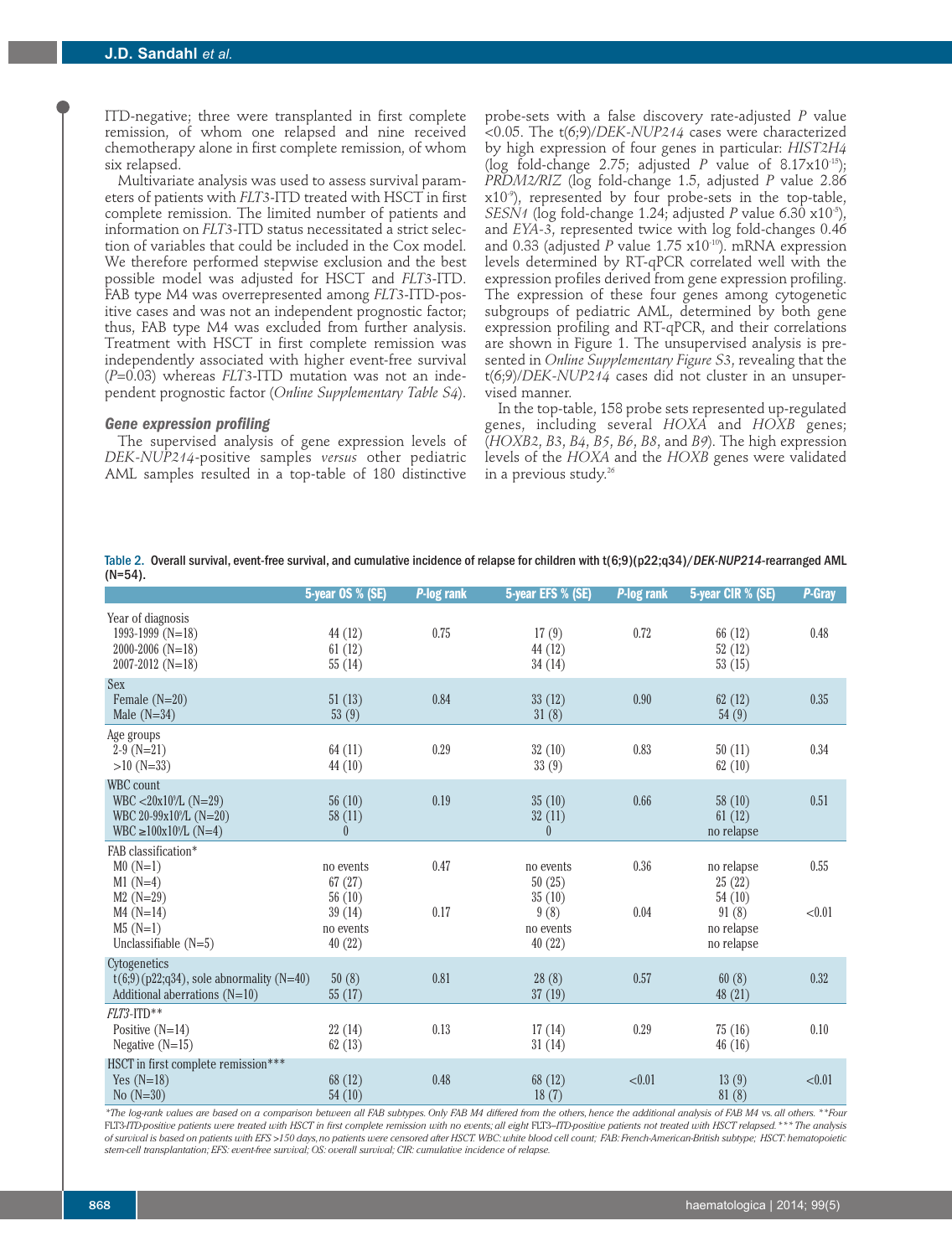ITD-negative; three were transplanted in first complete remission, of whom one relapsed and nine received chemotherapy alone in first complete remission, of whom six relapsed.

Multivariate analysis was used to assess survival parameters of patients with *FLT3*-ITD treated with HSCT in first complete remission. The limited number of patients and information on *FLT3*-ITD status necessitated a strict selection of variables that could be included in the Cox model. We therefore performed stepwise exclusion and the best possible model was adjusted for HSCT and *FLT3*-ITD. FAB type M4 was overrepresented among *FLT3*-ITD-positive cases and was not an independent prognostic factor; thus, FAB type M4 was excluded from further analysis. Treatment with HSCT in first complete remission was independently associated with higher event-free survival ($P$=0.03) whereas *FLT3*-ITD mutation was not an independent prognostic factor (*Online Supplementary Table S4*).

### Gene expression profiling

The supervised analysis of gene expression levels of *DEK-NUP214*-positive samples *versus* other pediatric AML samples resulted in a top-table of 180 distinctive probe-sets with a false discovery rate-adjusted $P$ value <0.05. The t(6;9)/*DEK-NUP214* cases were characterized by high expression of four genes in particular: *HIST2H4* (log fold-change 2.75; adjusted $P$ value of $8.17\times10^{-15}$); *PRDM2/RIZ* (log fold-change 1.5, adjusted $P$ value $2.86\times10^{-9}$), represented by four probe-sets in the top-table, *SESN1* (log fold-change 1.24; adjusted $P$ value $6.30\times10^{-5}$), and *EYA-3*, represented twice with log fold-changes 0.46 and 0.33 (adjusted $P$ value $1.75\times10^{-10}$). mRNA expression levels determined by RT-qPCR correlated well with the expression profiles derived from gene expression profiling. The expression of these four genes among cytogenetic subgroups of pediatric AML, determined by both gene expression profiling and RT-qPCR, and their correlations are shown in Figure 1. The unsupervised analysis is presented in *Online Supplementary Figure S3*, revealing that the t(6;9)/*DEK-NUP214* cases did not cluster in an unsupervised manner.

In the top-table, 158 probe sets represented up-regulated genes, including several *HOXA* and *HOXB* genes; (*HOXB2*, *B3*, *B4*, *B5*, *B6*, *B8*, and *B9*). The high expression levels of the *HOXA* and the *HOXB* genes were validated in a previous study.[26]

Table 2. Overall survival, event-free survival, and cumulative incidence of relapse for children with t(6;9)(p22;q34)/*DEK-NUP214*-rearranged AML (N=54).

| | 5-year OS % (SE) | P-log rank | 5-year EFS % (SE) | P-log rank | 5-year CIR % (SE) | P-Gray |
|---|---|---|---|---|---|---|
| Year of diagnosis | | | | | | |
| 1993-1999 (N=18) | 44 (12) | 0.75 | 17 (9) | 0.72 | 66 (12) | 0.48 |
| 2000-2006 (N=18) | 61 (12) | | 44 (12) | | 52 (12) | |
| 2007-2012 (N=18) | 55 (14) | | 34 (14) | | 53 (15) | |
| Sex | | | | | | |
| Female (N=20) | 51 (13) | 0.84 | 33 (12) | 0.90 | 62 (12) | 0.35 |
| Male (N=34) | 53 (9) | | 31 (8) | | 54 (9) | |
| Age groups | | | | | | |
| 2-9 (N=21) | 64 (11) | 0.29 | 32 (10) | 0.83 | 50 (11) | 0.34 |
| >10 (N=33) | 44 (10) | | 33 (9) | | 62 (10) | |
| WBC count | | | | | | |
| WBC <20x10⁹/L (N=29) | 56 (10) | 0.19 | 35 (10) | 0.66 | 58 (10) | 0.51 |
| WBC 20-99x10⁹/L (N=20) | 58 (11) | | 32 (11) | | 61 (12) | |
| WBC ≥100x10⁹/L (N=4) | 0 | | 0 | | no relapse | |
| FAB classification* | | | | | | |
| M0 (N=1) | no events | 0.47 | no events | 0.36 | no relapse | 0.55 |
| M1 (N=4) | 67 (27) | | 50 (25) | | 25 (22) | |
| M2 (N=29) | 56 (10) | | 35 (10) | | 54 (10) | |
| M4 (N=14) | 39 (14) | 0.17 | 9 (8) | 0.04 | 91 (8) | <0.01 |
| M5 (N=1) | no events | | no events | | no relapse | |
| Unclassifiable (N=5) | 40 (22) | | 40 (22) | | no relapse | |
| Cytogenetics | | | | | | |
| t(6;9)(p22;q34), sole abnormality (N=40) | 50 (8) | 0.81 | 28 (8) | 0.57 | 60 (8) | 0.32 |
| Additional aberrations (N=10) | 55 (17) | | 37 (19) | | 48 (21) | |
| *FLT3*-ITD** | | | | | | |
| Positive (N=14) | 22 (14) | 0.13 | 17 (14) | 0.29 | 75 (16) | 0.10 |
| Negative (N=15) | 62 (13) | | 31 (14) | | 46 (16) | |
| HSCT in first complete remission*** | | | | | | |
| Yes (N=18) | 68 (12) | 0.48 | 68 (12) | <0.01 | 13 (9) | <0.01 |
| No (N=30) | 54 (10) | | 18 (7) | | 81 (8) | |

*The log-rank values are based on a comparison between all FAB subtypes. Only FAB M4 differed from the others, hence the additional analysis of FAB M4 vs. all others. **Four FLT3-ITD-positive patients were treated with HSCT in first complete remission with no events; all eight FLT3–ITD-positive patients not treated with HSCT relapsed. *** The analysis of survival is based on patients with EFS >150 days, no patients were censored after HSCT. WBC: white blood cell count; FAB: French-American-British subtype; HSCT: hematopoietic stem-cell transplantation; EFS: event-free survival; OS: overall survival; CIR: cumulative incidence of relapse.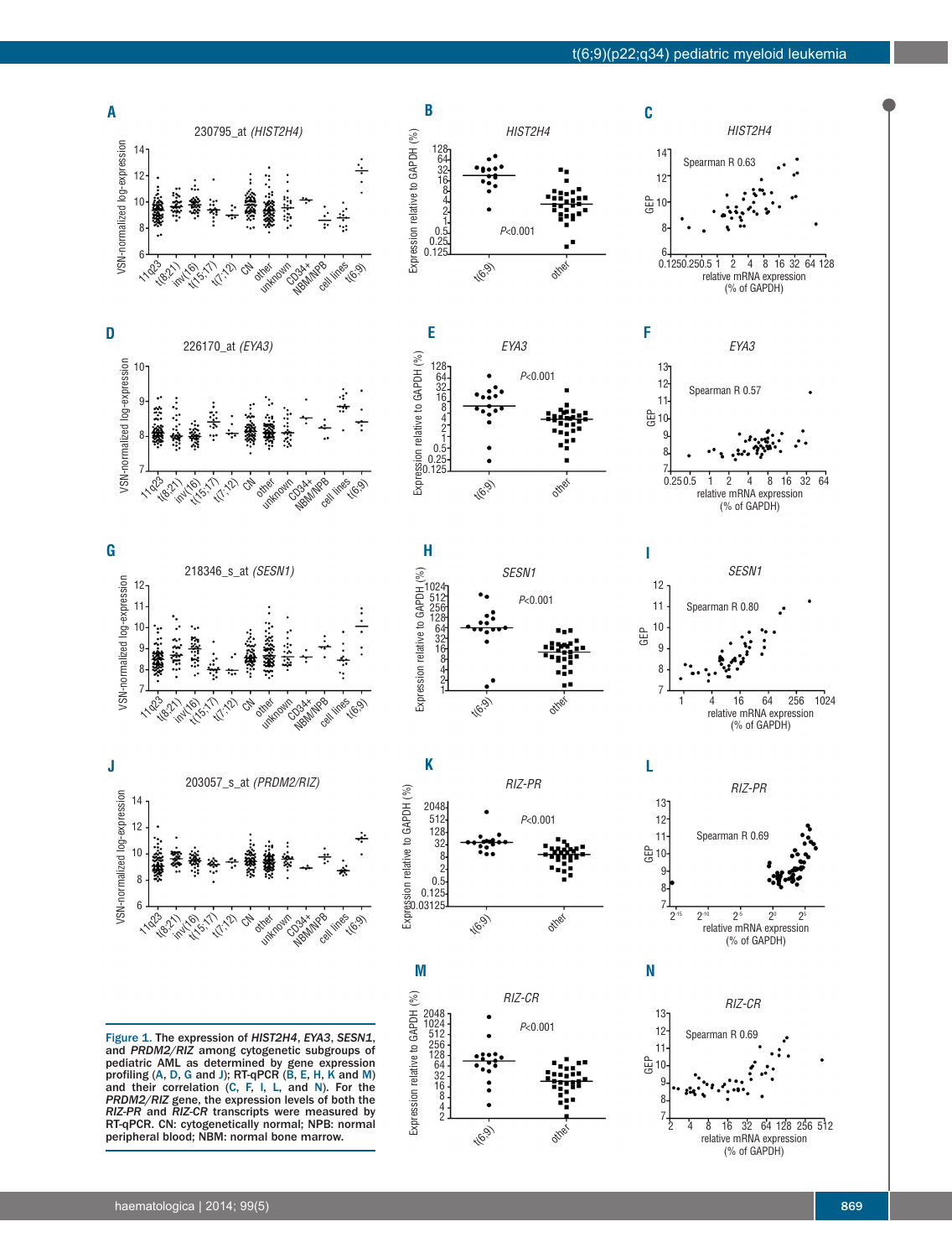**Figure 1.** The expression of *HIST2H4*, *EYA3*, *SESN1*, and *PRDM2/RIZ* among cytogenetic subgroups of pediatric AML as determined by gene expression profiling (A, D, G and J); RT-qPCR (B, E, H, K and M) and their correlation (C, F, I, L, and N). For the *PRDM2/RIZ* gene, the expression levels of both the *RIZ-PR* and *RIZ-CR* transcripts were measured by RT-qPCR. CN: cytogenetically normal; NPB: normal peripheral blood; NBM: normal bone marrow.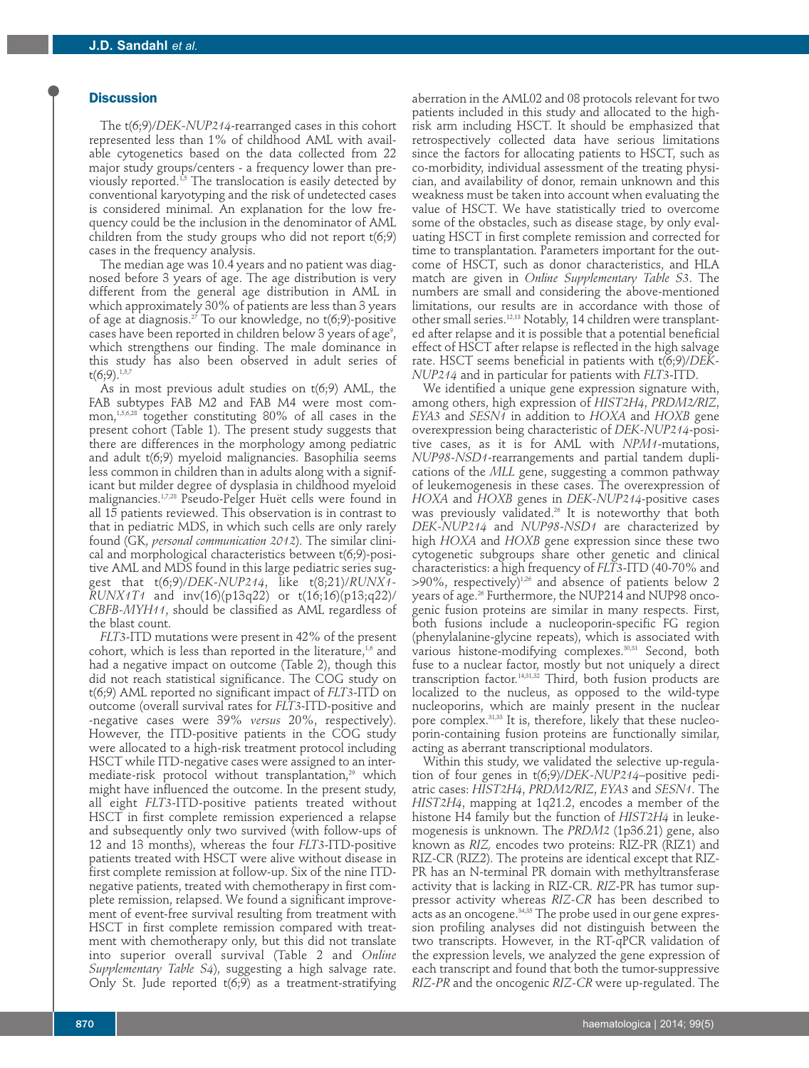## Discussion

The t(6;9)/*DEK-NUP214*-rearranged cases in this cohort represented less than 1% of childhood AML with available cytogenetics based on the data collected from 22 major study groups/centers - a frequency lower than previously reported.[1,5] The translocation is easily detected by conventional karyotyping and the risk of undetected cases is considered minimal. An explanation for the low frequency could be the inclusion in the denominator of AML children from the study groups who did not report t(6;9) cases in the frequency analysis.

The median age was 10.4 years and no patient was diagnosed before 3 years of age. The age distribution is very different from the general age distribution in AML in which approximately 30% of patients are less than 3 years of age at diagnosis.[27] To our knowledge, no t(6;9)-positive cases have been reported in children below 3 years of age[9], which strengthens our finding. The male dominance in this study has also been observed in adult series of t(6;9).[1,5,7]

As in most previous adult studies on t(6;9) AML, the FAB subtypes FAB M2 and FAB M4 were most common,[1,5,6,28] together constituting 80% of all cases in the present cohort (Table 1). The present study suggests that there are differences in the morphology among pediatric and adult t(6;9) myeloid malignancies. Basophilia seems less common in children than in adults along with a significant but milder degree of dysplasia in childhood myeloid malignancies.[1,7,28] Pseudo-Pelger Huët cells were found in all 15 patients reviewed. This observation is in contrast to that in pediatric MDS, in which such cells are only rarely found (GK, *personal communication 2012*). The similar clinical and morphological characteristics between t(6;9)-positive AML and MDS found in this large pediatric series suggest that t(6;9)/*DEK-NUP214*, like t(8;21)/*RUNX1-RUNX1T1* and inv(16)(p13q22) or t(16;16)(p13;q22)/*CBFB-MYH11*, should be classified as AML regardless of the blast count.

*FLT3*-ITD mutations were present in 42% of the present cohort, which is less than reported in the literature,[1,6] and had a negative impact on outcome (Table 2), though this did not reach statistical significance. The COG study on t(6;9) AML reported no significant impact of *FLT3*-ITD on outcome (overall survival rates for *FLT3*-ITD-positive and -negative cases were 39% *versus* 20%, respectively). However, the ITD-positive patients in the COG study were allocated to a high-risk treatment protocol including HSCT while ITD-negative cases were assigned to an intermediate-risk protocol without transplantation,[29] which might have influenced the outcome. In the present study, all eight *FLT3*-ITD-positive patients treated without HSCT in first complete remission experienced a relapse and subsequently only two survived (with follow-ups of 12 and 13 months), whereas the four *FLT3*-ITD-positive patients treated with HSCT were alive without disease in first complete remission at follow-up. Six of the nine ITD-negative patients, treated with chemotherapy in first complete remission, relapsed. We found a significant improvement of event-free survival resulting from treatment with HSCT in first complete remission compared with treatment with chemotherapy only, but this did not translate into superior overall survival (Table 2 and *Online Supplementary Table S4*), suggesting a high salvage rate. Only St. Jude reported t(6;9) as a treatment-stratifying aberration in the AML02 and 08 protocols relevant for two patients included in this study and allocated to the high-risk arm including HSCT. It should be emphasized that retrospectively collected data have serious limitations since the factors for allocating patients to HSCT, such as co-morbidity, individual assessment of the treating physician, and availability of donor, remain unknown and this weakness must be taken into account when evaluating the value of HSCT. We have statistically tried to overcome some of the obstacles, such as disease stage, by only evaluating HSCT in first complete remission and corrected for time to transplantation. Parameters important for the outcome of HSCT, such as donor characteristics, and HLA match are given in *Online Supplementary Table S3*. The numbers are small and considering the above-mentioned limitations, our results are in accordance with those of other small series.[12,13] Notably, 14 children were transplanted after relapse and it is possible that a potential beneficial effect of HSCT after relapse is reflected in the high salvage rate. HSCT seems beneficial in patients with t(6;9)/*DEK-NUP214* and in particular for patients with *FLT3*-ITD.

We identified a unique gene expression signature with, among others, high expression of *HIST2H4*, *PRDM2/RIZ*, *EYA3* and *SESN1* in addition to *HOXA* and *HOXB* gene overexpression being characteristic of *DEK-NUP214*-positive cases, as it is for AML with *NPM1*-mutations, *NUP98-NSD1*-rearrangements and partial tandem duplications of the *MLL* gene, suggesting a common pathway of leukemogenesis in these cases. The overexpression of *HOXA* and *HOXB* genes in *DEK-NUP214*-positive cases was previously validated.[26] It is noteworthy that both *DEK-NUP214* and *NUP98-NSD1* are characterized by high *HOXA* and *HOXB* gene expression since these two cytogenetic subgroups share other genetic and clinical characteristics: a high frequency of *FLT3*-ITD (40-70% and >90%, respectively)[1,26] and absence of patients below 2 years of age.[26] Furthermore, the NUP214 and NUP98 oncogenic fusion proteins are similar in many respects. First, both fusions include a nucleoporin-specific FG region (phenylalanine-glycine repeats), which is associated with various histone-modifying complexes.[30,31] Second, both fuse to a nuclear factor, mostly but not uniquely a direct transcription factor.[14,31,32] Third, both fusion products are localized to the nucleus, as opposed to the wild-type nucleoporins, which are mainly present in the nuclear pore complex.[31,33] It is, therefore, likely that these nucleoporin-containing fusion proteins are functionally similar, acting as aberrant transcriptional modulators.

Within this study, we validated the selective up-regulation of four genes in t(6;9)/*DEK-NUP214*–positive pediatric cases: *HIST2H4*, *PRDM2/RIZ*, *EYA3* and *SESN1*. The *HIST2H4*, mapping at 1q21.2, encodes a member of the histone H4 family but the function of *HIST2H4* in leukemogenesis is unknown. The *PRDM2* (1p36.21) gene, also known as *RIZ,* encodes two proteins: RIZ-PR (RIZ1) and RIZ-CR (RIZ2). The proteins are identical except that RIZ-PR has an N-terminal PR domain with methyltransferase activity that is lacking in RIZ-CR. *RIZ*-PR has tumor suppressor activity whereas *RIZ-CR* has been described to acts as an oncogene.[34,35] The probe used in our gene expression profiling analyses did not distinguish between the two transcripts. However, in the RT-qPCR validation of the expression levels, we analyzed the gene expression of each transcript and found that both the tumor-suppressive *RIZ-PR* and the oncogenic *RIZ-CR* were up-regulated. The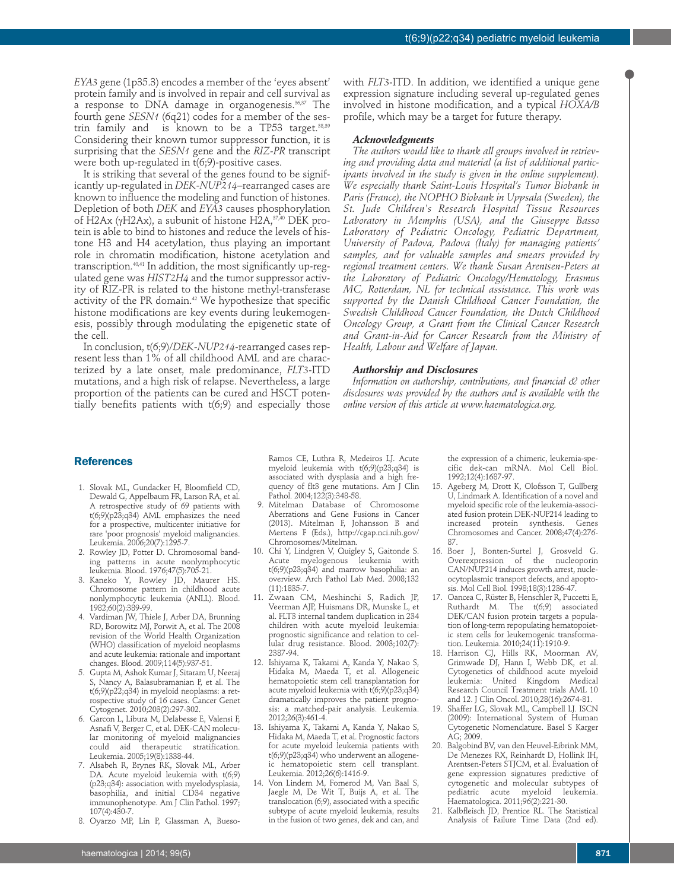*EYA3* gene (1p35.3) encodes a member of the 'eyes absent' protein family and is involved in repair and cell survival as a response to DNA damage in organogenesis.[36,37] The fourth gene *SESN1* (6q21) codes for a member of the sestrin family and is known to be a TP53 target.[38,39] Considering their known tumor suppressor function, it is surprising that the *SESN1* gene and the *RIZ-PR* transcript were both up-regulated in t(6;9)-positive cases.

It is striking that several of the genes found to be significantly up-regulated in *DEK-NUP214*–rearranged cases are known to influence the modeling and function of histones. Depletion of both *DEK* and *EYA3* causes phosphorylation of H2Ax (γH2Ax), a subunit of histone H2A,[37,40] DEK protein is able to bind to histones and reduce the levels of histone H3 and H4 acetylation, thus playing an important role in chromatin modification, histone acetylation and transcription.[40,41] In addition, the most significantly up-regulated gene was *HIST2H4* and the tumor suppressor activity of RIZ-PR is related to the histone methyl-transferase activity of the PR domain.[42] We hypothesize that specific histone modifications are key events during leukemogenesis, possibly through modulating the epigenetic state of the cell.

In conclusion, t(6;9)/*DEK-NUP214*-rearranged cases represent less than 1% of all childhood AML and are characterized by a late onset, male predominance, *FLT3*-ITD mutations, and a high risk of relapse. Nevertheless, a large proportion of the patients can be cured and HSCT potentially benefits patients with t(6;9) and especially those with *FLT3*-ITD. In addition, we identified a unique gene expression signature including several up-regulated genes involved in histone modification, and a typical *HOXA/B* profile, which may be a target for future therapy.

### Acknowledgments

*The authors would like to thank all groups involved in retrieving and providing data and material (a list of additional participants involved in the study is given in the online supplement). We especially thank Saint-Louis Hospital's Tumor Biobank in Paris (France), the NOPHO Biobank in Uppsala (Sweden), the St. Jude Children's Research Hospital Tissue Resources Laboratory in Memphis (USA), and the Giuseppe Basso Laboratory of Pediatric Oncology, Pediatric Department, University of Padova, Padova (Italy) for managing patients' samples, and for valuable samples and smears provided by regional treatment centers. We thank Susan Arentsen-Peters at the Laboratory of Pediatric Oncology/Hematology, Erasmus MC, Rotterdam, NL for technical assistance. This work was supported by the Danish Childhood Cancer Foundation, the Swedish Childhood Cancer Foundation, the Dutch Childhood Oncology Group, a Grant from the Clinical Cancer Research and Grant-in-Aid for Cancer Research from the Ministry of Health, Labour and Welfare of Japan.*

### Authorship and Disclosures

*Information on authorship, contributions, and financial & other disclosures was provided by the authors and is available with the online version of this article at www.haematologica.org.*

## References

1. Slovak ML, Gundacker H, Bloomfield CD, Dewald G, Appelbaum FR, Larson RA, et al. A retrospective study of 69 patients with t(6;9)(p23;q34) AML emphasizes the need for a prospective, multicenter initiative for rare 'poor prognosis' myeloid malignancies. Leukemia. 2006;20(7):1295-7.
2. Rowley JD, Potter D. Chromosomal banding patterns in acute nonlymphocytic leukemia. Blood. 1976;47(5):705-21.
3. Kaneko Y, Rowley JD, Maurer HS. Chromosome pattern in childhood acute nonlymphocytic leukemia (ANLL). Blood. 1982;60(2):389-99.
4. Vardiman JW, Thiele J, Arber DA, Brunning RD, Borowitz MJ, Porwit A, et al. The 2008 revision of the World Health Organization (WHO) classification of myeloid neoplasms and acute leukemia: rationale and important changes. Blood. 2009;114(5):937-51.
5. Gupta M, Ashok Kumar J, Sitaram U, Neeraj S, Nancy A, Balasubramanian P, et al. The t(6;9)(p22;q34) in myeloid neoplasms: a retrospective study of 16 cases. Cancer Genet Cytogenet. 2010;203(2):297-302.
6. Garcon L, Libura M, Delabesse E, Valensi F, Asnafi V, Berger C, et al. DEK-CAN molecular monitoring of myeloid malignancies could aid therapeutic stratification. Leukemia. 2005;19(8):1338-44.
7. Alsabeh R, Brynes RK, Slovak ML, Arber DA. Acute myeloid leukemia with t(6;9) (p23;q34): association with myelodysplasia, basophilia, and initial CD34 negative immunophenotype. Am J Clin Pathol. 1997; 107(4):430-7.
8. Oyarzo MP, Lin P, Glassman A, Bueso-Ramos CE, Luthra R, Medeiros LJ. Acute myeloid leukemia with t(6;9)(p23;q34) is associated with dysplasia and a high frequency of flt3 gene mutations. Am J Clin Pathol. 2004;122(3):348-58.
9. Mitelman Database of Chromosome Aberrations and Gene Fusions in Cancer (2013). Mitelman F, Johansson B and Mertens F (Eds.), http://cgap.nci.nih.gov/Chromosomes/Mitelman.
10. Chi Y, Lindgren V, Quigley S, Gaitonde S. Acute myelogenous leukemia with t(6;9)(p23;q34) and marrow basophilia: an overview. Arch Pathol Lab Med. 2008;132 (11):1835-7.
11. Zwaan CM, Meshinchi S, Radich JP, Veerman AJP, Huismans DR, Munske L, et al. FLT3 internal tandem duplication in 234 children with acute myeloid leukemia: prognostic significance and relation to cellular drug resistance. Blood. 2003;102(7): 2387-94.
12. Ishiyama K, Takami A, Kanda Y, Nakao S, Hidaka M, Maeda T, et al. Allogeneic hematopoietic stem cell transplantation for acute myeloid leukemia with t(6;9)(p23;q34) dramatically improves the patient prognosis: a matched-pair analysis. Leukemia. 2012;26(3):461-4.
13. Ishiyama K, Takami A, Kanda Y, Nakao S, Hidaka M, Maeda T, et al. Prognostic factors for acute myeloid leukemia patients with t(6;9)(p23;q34) who underwent an allogeneic hematopoietic stem cell transplant. Leukemia. 2012;26(6):1416-9.
14. Von Lindern M, Fornerod M, Van Baal S, Jaegle M, De Wit T, Buijs A, et al. The translocation (6;9), associated with a specific subtype of acute myeloid leukemia, results in the fusion of two genes, dek and can, and the expression of a chimeric, leukemia-specific dek-can mRNA. Mol Cell Biol. 1992;12(4):1687-97.
15. Ageberg M, Drott K, Olofsson T, Gullberg U, Lindmark A. Identification of a novel and myeloid specific role of the leukemia-associated fusion protein DEK-NUP214 leading to increased protein synthesis. Genes Chromosomes and Cancer. 2008;47(4):276-87.
16. Boer J, Bonten-Surtel J, Grosveld G. Overexpression of the nucleoporin CAN/NUP214 induces growth arrest, nucleocytoplasmic transport defects, and apoptosis. Mol Cell Biol. 1998;18(3):1236-47.
17. Oancea C, Rüster B, Henschler R, Puccetti E, Ruthardt M. The t(6;9) associated DEK/CAN fusion protein targets a population of long-term repopulating hematopoietic stem cells for leukemogenic transformation. Leukemia. 2010;24(11):1910-9.
18. Harrison CJ, Hills RK, Moorman AV, Grimwade DJ, Hann I, Webb DK, et al. Cytogenetics of childhood acute myeloid leukemia: United Kingdom Medical Research Council Treatment trials AML 10 and 12. J Clin Oncol. 2010;28(16):2674-81.
19. Shaffer LG, Slovak ML, Campbell LJ. ISCN (2009): International System of Human Cytogenetic Nomenclature. Basel S Karger AG; 2009.
20. Balgobind BV, van den Heuvel-Eibrink MM, De Menezes RX, Reinhardt D, Hollink IH, Arentsen-Peters STJCM, et al. Evaluation of gene expression signatures predictive of cytogenetic and molecular subtypes of pediatric acute myeloid leukemia. Haematologica. 2011;96(2):221-30.
21. Kalbfleisch JD, Prentice RL. The Statistical Analysis of Failure Time Data (2nd ed).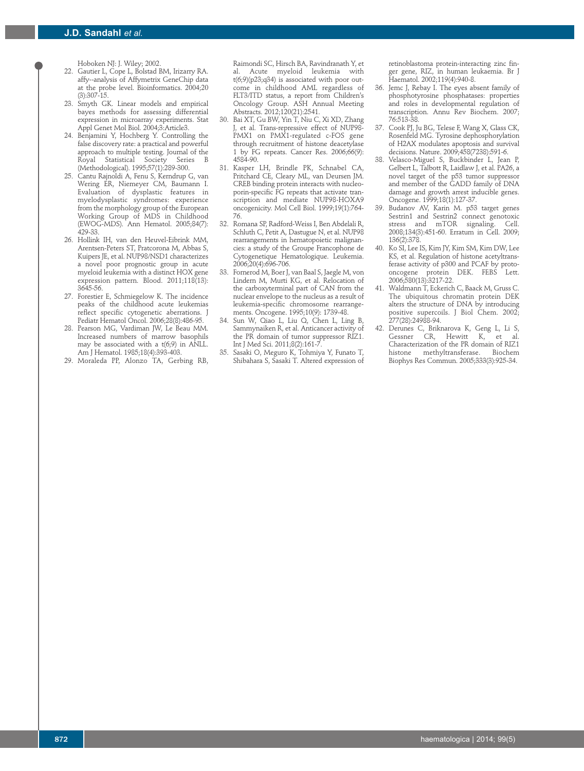Hoboken NJ: J. Wiley; 2002.

22. Gautier L, Cope L, Bolstad BM, Irizarry RA. affy--analysis of Affymetrix GeneChip data at the probe level. Bioinformatics. 2004;20(3):307-15.
23. Smyth GK. Linear models and empirical bayes methods for assessing differential expression in microarray experiments. Stat Appl Genet Mol Biol. 2004;3:Article3.
24. Benjamini Y, Hochberg Y. Controlling the false discovery rate: a practical and powerful approach to multiple testing. Journal of the Royal Statistical Society Series B (Methodological). 1995;57(1):289-300.
25. Cantu Rajnoldi A, Fenu S, Kerndrup G, van Wering ER, Niemeyer CM, Baumann I. Evaluation of dysplastic features in myelodysplastic syndromes: experience from the morphology group of the European Working Group of MDS in Childhood (EWOG-MDS). Ann Hematol. 2005;84(7):429-33.
26. Hollink IH, van den Heuvel-Eibrink MM, Arentsen-Peters ST, Pratcorona M, Abbas S, Kuipers JE, et al. NUP98/NSD1 characterizes a novel poor prognostic group in acute myeloid leukemia with a distinct HOX gene expression pattern. Blood. 2011;118(13):3645-56.
27. Forestier E, Schmiegelow K. The incidence peaks of the childhood acute leukemias reflect specific cytogenetic aberrations. J Pediatr Hematol Oncol. 2006;28(8):486-95.
28. Pearson MG, Vardiman JW, Le Beau MM. Increased numbers of marrow basophils may be associated with a t(6;9) in ANLL. Am J Hematol. 1985;18(4):393-403.
29. Moraleda PP, Alonzo TA, Gerbing RB, Raimondi SC, Hirsch BA, Ravindranath Y, et al. Acute myeloid leukemia with t(6;9)(p23;q34) is associated with poor outcome in childhood AML regardless of FLT3/ITD status, a report from Children's Oncology Group. ASH Annual Meeting Abstracts. 2012;120(21):2541.
30. Bai XT, Gu BW, Yin T, Niu C, Xi XD, Zhang J, et al. Trans-repressive effect of NUP98-PMX1 on PMX1-regulated c-FOS gene through recruitment of histone deacetylase 1 by FG repeats. Cancer Res. 2006;66(9):4584-90.
31. Kasper LH, Brindle PK, Schnabel CA, Pritchard CE, Cleary ML, van Deursen JM. CREB binding protein interacts with nucleoporin-specific FG repeats that activate transcription and mediate NUP98-HOXA9 oncogenicity. Mol Cell Biol. 1999;19(1):764-76.
32. Romana SP, Radford-Weiss I, Ben Abdelali R, Schluth C, Petit A, Dastugue N, et al. NUP98 rearrangements in hematopoietic malignancies: a study of the Groupe Francophone de Cytogenetique Hematologique. Leukemia. 2006;20(4):696-706.
33. Fornerod M, Boer J, van Baal S, Jaegle M, von Lindern M, Murti KG, et al. Relocation of the carboxyterminal part of CAN from the nuclear envelope to the nucleus as a result of leukemia-specific chromosome rearrangements. Oncogene. 1995;10(9): 1739-48.
34. Sun W, Qiao L, Liu Q, Chen L, Ling B, Sammynaiken R, et al. Anticancer activity of the PR domain of tumor suppressor RIZ1. Int J Med Sci. 2011;8(2):161-7.
35. Sasaki O, Meguro K, Tohmiya Y, Funato T, Shibahara S, Sasaki T. Altered expression of retinoblastoma protein-interacting zinc finger gene, RIZ, in human leukaemia. Br J Haematol. 2002;119(4):940-8.
36. Jemc J, Rebay I. The eyes absent family of phosphotyrosine phosphatases: properties and roles in developmental regulation of transcription. Annu Rev Biochem. 2007;76:513-38.
37. Cook PJ, Ju BG, Telese F, Wang X, Glass CK, Rosenfeld MG. Tyrosine dephosphorylation of H2AX modulates apoptosis and survival decisions. Nature. 2009;458(7238):591-6.
38. Velasco-Miguel S, Buckbinder L, Jean P, Gelbert L, Talbott R, Laidlaw J, et al. PA26, a novel target of the p53 tumor suppressor and member of the GADD family of DNA damage and growth arrest inducible genes. Oncogene. 1999;18(1):127-37.
39. Budanov AV, Karin M. p53 target genes Sestrin1 and Sestrin2 connect genotoxic stress and mTOR signaling. Cell. 2008;134(3):451-60. Erratum in Cell. 2009;136(2):378.
40. Ko SI, Lee IS, Kim JY, Kim SM, Kim DW, Lee KS, et al. Regulation of histone acetyltransferase activity of p300 and PCAF by proto-oncogene protein DEK. FEBS Lett. 2006;580(13):3217-22.
41. Waldmann T, Eckerich C, Baack M, Gruss C. The ubiquitous chromatin protein DEK alters the structure of DNA by introducing positive supercoils. J Biol Chem. 2002;277(28):24988-94.
42. Derunes C, Briknarova K, Geng L, Li S, Gessner CR, Hewitt K, et al. Characterization of the PR domain of RIZ1 histone methyltransferase. Biochem Biophys Res Commun. 2005;333(3):925-34.